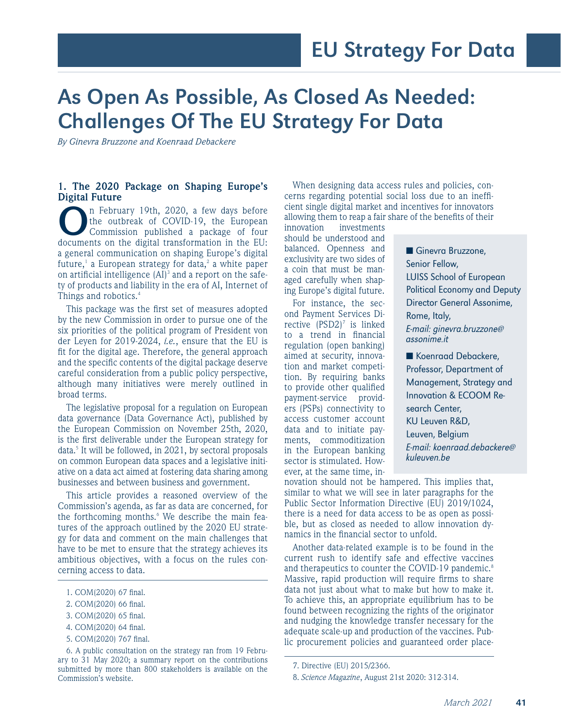# As Open As Possible, As Closed As Needed: Challenges Of The EU Strategy For Data

*By Ginevra Bruzzone and Koenraad Debackere*

## 1. The 2020 Package on Shaping Europe's Digital Future

On February 19th, 2020, a few days before the outbreak of COVID-19, the European Commission published a package of four documents on the digital transformation in the EU: a general communication on shaping Europe's digital future,[1] a European strategy for data,[2] a white paper on artificial intelligence (AI)[3] and a report on the safety of products and liability in the era of AI, Internet of Things and robotics.[4]

This package was the first set of measures adopted by the new Commission in order to pursue one of the six priorities of the political program of President von der Leyen for 2019-2024, *i.e.*, ensure that the EU is fit for the digital age. Therefore, the general approach and the specific contents of the digital package deserve careful consideration from a public policy perspective, although many initiatives were merely outlined in broad terms.

The legislative proposal for a regulation on European data governance (Data Governance Act), published by the European Commission on November 25th, 2020, is the first deliverable under the European strategy for data.[5] It will be followed, in 2021, by sectoral proposals on common European data spaces and a legislative initiative on a data act aimed at fostering data sharing among businesses and between business and government.

This article provides a reasoned overview of the Commission's agenda, as far as data are concerned, for the forthcoming months.[6] We describe the main features of the approach outlined by the 2020 EU strategy for data and comment on the main challenges that have to be met to ensure that the strategy achieves its ambitious objectives, with a focus on the rules concerning access to data.

When designing data access rules and policies, concerns regarding potential social loss due to an inefficient single digital market and incentives for innovators allowing them to reap a fair share of the benefits of their innovation investments should be understood and balanced. Openness and exclusivity are two sides of a coin that must be managed carefully when shaping Europe's digital future.

For instance, the second Payment Services Directive (PSD2)[7] is linked to a trend in financial regulation (open banking) aimed at security, innovation and market competition. By requiring banks to provide other qualified payment-service providers (PSPs) connectivity to access customer account data and to initiate payments, commoditization in the European banking sector is stimulated. However, at the same time, innovation should not be hampered. This implies that, similar to what we will see in later paragraphs for the Public Sector Information Directive (EU) 2019/1024, there is a need for data access to be as open as possible, but as closed as needed to allow innovation dynamics in the financial sector to unfold.

Another data-related example is to be found in the current rush to identify safe and effective vaccines and therapeutics to counter the COVID-19 pandemic.[8] Massive, rapid production will require firms to share data not just about what to make but how to make it. To achieve this, an appropriate equilibrium has to be found between recognizing the rights of the originator and nudging the knowledge transfer necessary for the adequate scale-up and production of the vaccines. Public procurement policies and guaranteed order place-

---

■ Ginevra Bruzzone, Senior Fellow, LUISS School of European Political Economy and Deputy Director General Assonime, Rome, Italy, *E-mail: ginevra.bruzzone@assonime.it*

■ Koenraad Debackere, Professor, Department of Management, Strategy and Innovation & ECOOM Research Center, KU Leuven R&D, Leuven, Belgium *E-mail: koenraad.debackere@kuleuven.be*

---

1. COM(2020) 67 final.
2. COM(2020) 66 final.
3. COM(2020) 65 final.
4. COM(2020) 64 final.
5. COM(2020) 767 final.
6. A public consultation on the strategy ran from 19 February to 31 May 2020; a summary report on the contributions submitted by more than 800 stakeholders is available on the Commission's website.
7. Directive (EU) 2015/2366.
8. *Science Magazine*, August 21st 2020: 312-314.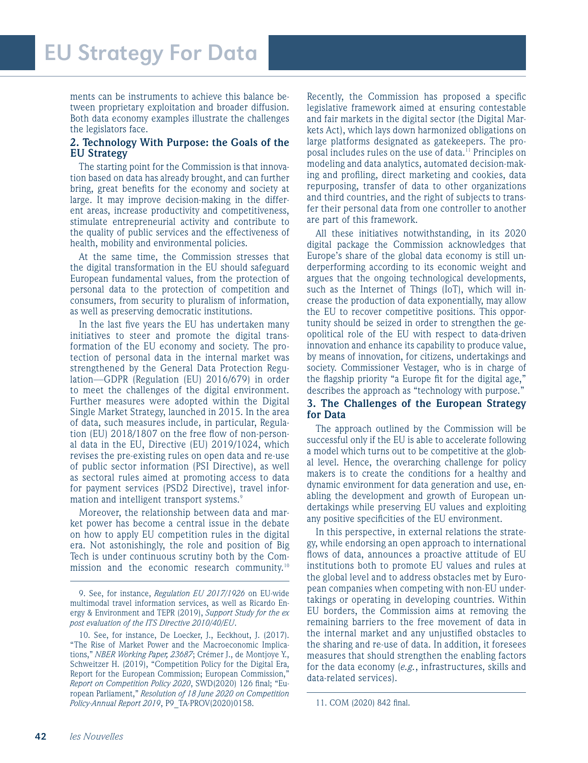ments can be instruments to achieve this balance between proprietary exploitation and broader diffusion. Both data economy examples illustrate the challenges the legislators face.

## 2. Technology With Purpose: the Goals of the EU Strategy

The starting point for the Commission is that innovation based on data has already brought, and can further bring, great benefits for the economy and society at large. It may improve decision-making in the different areas, increase productivity and competitiveness, stimulate entrepreneurial activity and contribute to the quality of public services and the effectiveness of health, mobility and environmental policies.

At the same time, the Commission stresses that the digital transformation in the EU should safeguard European fundamental values, from the protection of personal data to the protection of competition and consumers, from security to pluralism of information, as well as preserving democratic institutions.

In the last five years the EU has undertaken many initiatives to steer and promote the digital transformation of the EU economy and society. The protection of personal data in the internal market was strengthened by the General Data Protection Regulation—GDPR (Regulation (EU) 2016/679) in order to meet the challenges of the digital environment. Further measures were adopted within the Digital Single Market Strategy, launched in 2015. In the area of data, such measures include, in particular, Regulation (EU) 2018/1807 on the free flow of non-personal data in the EU, Directive (EU) 2019/1024, which revises the pre-existing rules on open data and re-use of public sector information (PSI Directive), as well as sectoral rules aimed at promoting access to data for payment services (PSD2 Directive), travel information and intelligent transport systems.[9]

Moreover, the relationship between data and market power has become a central issue in the debate on how to apply EU competition rules in the digital era. Not astonishingly, the role and position of Big Tech is under continuous scrutiny both by the Commission and the economic research community.[10]

Recently, the Commission has proposed a specific legislative framework aimed at ensuring contestable and fair markets in the digital sector (the Digital Markets Act), which lays down harmonized obligations on large platforms designated as gatekeepers. The proposal includes rules on the use of data.[11] Principles on modeling and data analytics, automated decision-making and profiling, direct marketing and cookies, data repurposing, transfer of data to other organizations and third countries, and the right of subjects to transfer their personal data from one controller to another are part of this framework.

All these initiatives notwithstanding, in its 2020 digital package the Commission acknowledges that Europe's share of the global data economy is still underperforming according to its economic weight and argues that the ongoing technological developments, such as the Internet of Things (IoT), which will increase the production of data exponentially, may allow the EU to recover competitive positions. This opportunity should be seized in order to strengthen the geopolitical role of the EU with respect to data-driven innovation and enhance its capability to produce value, by means of innovation, for citizens, undertakings and society. Commissioner Vestager, who is in charge of the flagship priority "a Europe fit for the digital age," describes the approach as "technology with purpose."

## 3. The Challenges of the European Strategy for Data

The approach outlined by the Commission will be successful only if the EU is able to accelerate following a model which turns out to be competitive at the global level. Hence, the overarching challenge for policy makers is to create the conditions for a healthy and dynamic environment for data generation and use, enabling the development and growth of European undertakings while preserving EU values and exploiting any positive specificities of the EU environment.

In this perspective, in external relations the strategy, while endorsing an open approach to international flows of data, announces a proactive attitude of EU institutions both to promote EU values and rules at the global level and to address obstacles met by European companies when competing with non-EU undertakings or operating in developing countries. Within EU borders, the Commission aims at removing the remaining barriers to the free movement of data in the internal market and any unjustified obstacles to the sharing and re-use of data. In addition, it foresees measures that should strengthen the enabling factors for the data economy (*e.g.*, infrastructures, skills and data-related services).

---

9. See, for instance, *Regulation EU 2017/1926* on EU-wide multimodal travel information services, as well as Ricardo Energy & Environment and TEPR (2019), *Support Study for the ex post evaluation of the ITS Directive 2010/40/EU*.

10. See, for instance, De Loecker, J., Eeckhout, J. (2017). "The Rise of Market Power and the Macroeconomic Implications," *NBER Working Paper, 23687*; Crémer J., de Montjoye Y., Schweitzer H. (2019), "Competition Policy for the Digital Era, Report for the European Commission; European Commission," *Report on Competition Policy 2020*, SWD(2020) 126 final; "European Parliament," *Resolution of 18 June 2020 on Competition Policy-Annual Report 2019*, P9_TA-PROV(2020)0158.

11. COM (2020) 842 final.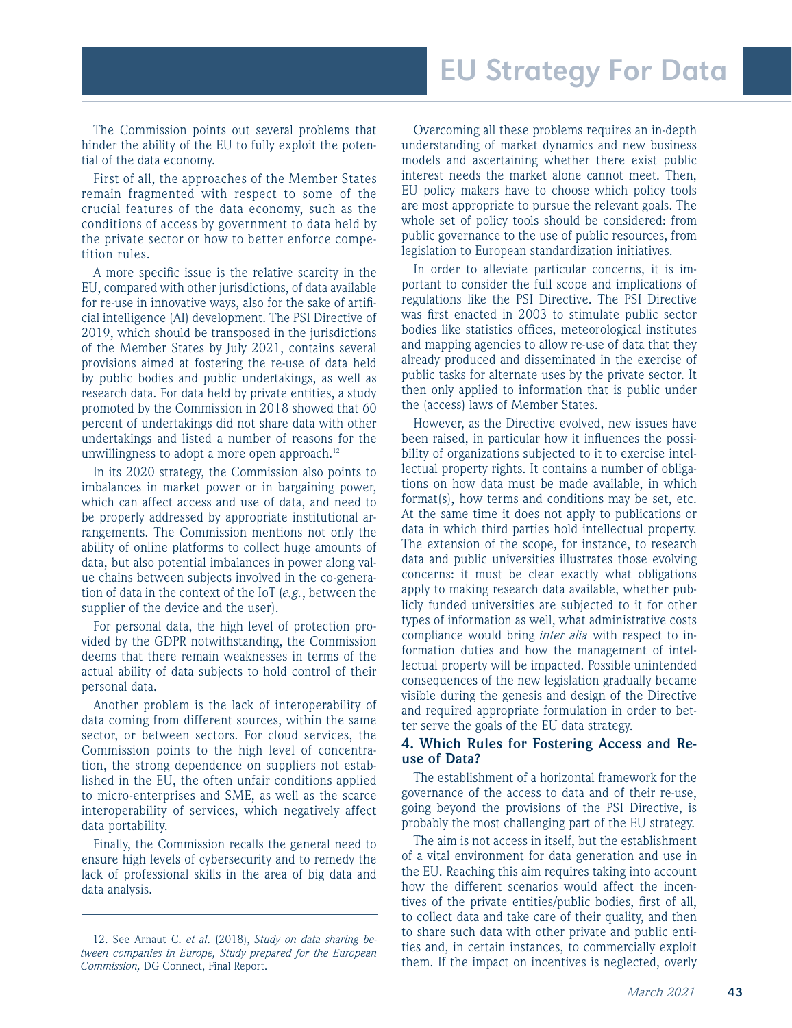The Commission points out several problems that hinder the ability of the EU to fully exploit the potential of the data economy.

First of all, the approaches of the Member States remain fragmented with respect to some of the crucial features of the data economy, such as the conditions of access by government to data held by the private sector or how to better enforce competition rules.

A more specific issue is the relative scarcity in the EU, compared with other jurisdictions, of data available for re-use in innovative ways, also for the sake of artificial intelligence (AI) development. The PSI Directive of 2019, which should be transposed in the jurisdictions of the Member States by July 2021, contains several provisions aimed at fostering the re-use of data held by public bodies and public undertakings, as well as research data. For data held by private entities, a study promoted by the Commission in 2018 showed that 60 percent of undertakings did not share data with other undertakings and listed a number of reasons for the unwillingness to adopt a more open approach.[12]

In its 2020 strategy, the Commission also points to imbalances in market power or in bargaining power, which can affect access and use of data, and need to be properly addressed by appropriate institutional arrangements. The Commission mentions not only the ability of online platforms to collect huge amounts of data, but also potential imbalances in power along value chains between subjects involved in the co-generation of data in the context of the IoT (*e.g.*, between the supplier of the device and the user).

For personal data, the high level of protection provided by the GDPR notwithstanding, the Commission deems that there remain weaknesses in terms of the actual ability of data subjects to hold control of their personal data.

Another problem is the lack of interoperability of data coming from different sources, within the same sector, or between sectors. For cloud services, the Commission points to the high level of concentration, the strong dependence on suppliers not established in the EU, the often unfair conditions applied to micro-enterprises and SME, as well as the scarce interoperability of services, which negatively affect data portability.

Finally, the Commission recalls the general need to ensure high levels of cybersecurity and to remedy the lack of professional skills in the area of big data and data analysis.

Overcoming all these problems requires an in-depth understanding of market dynamics and new business models and ascertaining whether there exist public interest needs the market alone cannot meet. Then, EU policy makers have to choose which policy tools are most appropriate to pursue the relevant goals. The whole set of policy tools should be considered: from public governance to the use of public resources, from legislation to European standardization initiatives.

In order to alleviate particular concerns, it is important to consider the full scope and implications of regulations like the PSI Directive. The PSI Directive was first enacted in 2003 to stimulate public sector bodies like statistics offices, meteorological institutes and mapping agencies to allow re-use of data that they already produced and disseminated in the exercise of public tasks for alternate uses by the private sector. It then only applied to information that is public under the (access) laws of Member States.

However, as the Directive evolved, new issues have been raised, in particular how it influences the possibility of organizations subjected to it to exercise intellectual property rights. It contains a number of obligations on how data must be made available, in which format(s), how terms and conditions may be set, etc. At the same time it does not apply to publications or data in which third parties hold intellectual property. The extension of the scope, for instance, to research data and public universities illustrates those evolving concerns: it must be clear exactly what obligations apply to making research data available, whether publicly funded universities are subjected to it for other types of information as well, what administrative costs compliance would bring *inter alia* with respect to information duties and how the management of intellectual property will be impacted. Possible unintended consequences of the new legislation gradually became visible during the genesis and design of the Directive and required appropriate formulation in order to better serve the goals of the EU data strategy.

## 4. Which Rules for Fostering Access and Re-use of Data?

The establishment of a horizontal framework for the governance of the access to data and of their re-use, going beyond the provisions of the PSI Directive, is probably the most challenging part of the EU strategy.

The aim is not access in itself, but the establishment of a vital environment for data generation and use in the EU. Reaching this aim requires taking into account how the different scenarios would affect the incentives of the private entities/public bodies, first of all, to collect data and take care of their quality, and then to share such data with other private and public entities and, in certain instances, to commercially exploit them. If the impact on incentives is neglected, overly

---

12. See Arnaut C. *et al.* (2018), *Study on data sharing between companies in Europe, Study prepared for the European Commission,* DG Connect, Final Report.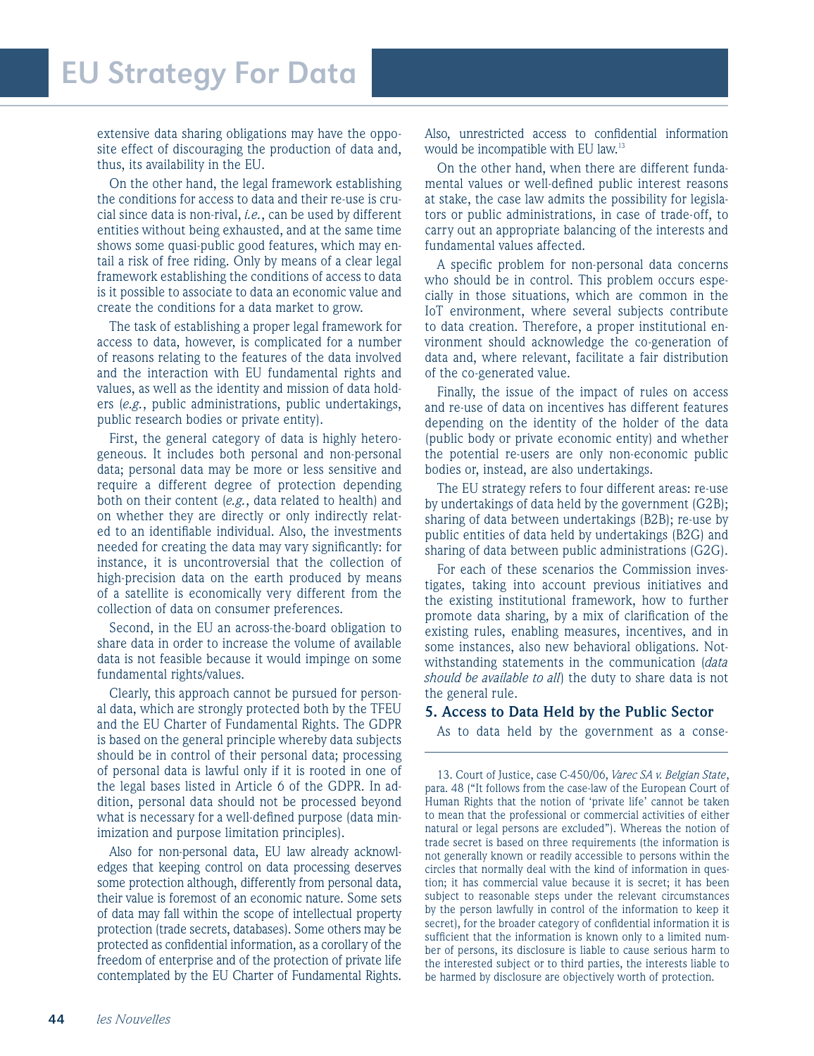extensive data sharing obligations may have the opposite effect of discouraging the production of data and, thus, its availability in the EU.

On the other hand, the legal framework establishing the conditions for access to data and their re-use is crucial since data is non-rival, *i.e.*, can be used by different entities without being exhausted, and at the same time shows some quasi-public good features, which may entail a risk of free riding. Only by means of a clear legal framework establishing the conditions of access to data is it possible to associate to data an economic value and create the conditions for a data market to grow.

The task of establishing a proper legal framework for access to data, however, is complicated for a number of reasons relating to the features of the data involved and the interaction with EU fundamental rights and values, as well as the identity and mission of data holders (*e.g.*, public administrations, public undertakings, public research bodies or private entity).

First, the general category of data is highly heterogeneous. It includes both personal and non-personal data; personal data may be more or less sensitive and require a different degree of protection depending both on their content (*e.g.*, data related to health) and on whether they are directly or only indirectly related to an identifiable individual. Also, the investments needed for creating the data may vary significantly: for instance, it is uncontroversial that the collection of high-precision data on the earth produced by means of a satellite is economically very different from the collection of data on consumer preferences.

Second, in the EU an across-the-board obligation to share data in order to increase the volume of available data is not feasible because it would impinge on some fundamental rights/values.

Clearly, this approach cannot be pursued for personal data, which are strongly protected both by the TFEU and the EU Charter of Fundamental Rights. The GDPR is based on the general principle whereby data subjects should be in control of their personal data; processing of personal data is lawful only if it is rooted in one of the legal bases listed in Article 6 of the GDPR. In addition, personal data should not be processed beyond what is necessary for a well-defined purpose (data minimization and purpose limitation principles).

Also for non-personal data, EU law already acknowledges that keeping control on data processing deserves some protection although, differently from personal data, their value is foremost of an economic nature. Some sets of data may fall within the scope of intellectual property protection (trade secrets, databases). Some others may be protected as confidential information, as a corollary of the freedom of enterprise and of the protection of private life contemplated by the EU Charter of Fundamental Rights. Also, unrestricted access to confidential information would be incompatible with EU law.[13]

On the other hand, when there are different fundamental values or well-defined public interest reasons at stake, the case law admits the possibility for legislators or public administrations, in case of trade-off, to carry out an appropriate balancing of the interests and fundamental values affected.

A specific problem for non-personal data concerns who should be in control. This problem occurs especially in those situations, which are common in the IoT environment, where several subjects contribute to data creation. Therefore, a proper institutional environment should acknowledge the co-generation of data and, where relevant, facilitate a fair distribution of the co-generated value.

Finally, the issue of the impact of rules on access and re-use of data on incentives has different features depending on the identity of the holder of the data (public body or private economic entity) and whether the potential re-users are only non-economic public bodies or, instead, are also undertakings.

The EU strategy refers to four different areas: re-use by undertakings of data held by the government (G2B); sharing of data between undertakings (B2B); re-use by public entities of data held by undertakings (B2G) and sharing of data between public administrations (G2G).

For each of these scenarios the Commission investigates, taking into account previous initiatives and the existing institutional framework, how to further promote data sharing, by a mix of clarification of the existing rules, enabling measures, incentives, and in some instances, also new behavioral obligations. Notwithstanding statements in the communication (*data should be available to all*) the duty to share data is not the general rule.

## 5. Access to Data Held by the Public Sector

As to data held by the government as a conse-

---

13. Court of Justice, case C-450/06, *Varec SA v. Belgian State*, para. 48 ("It follows from the case-law of the European Court of Human Rights that the notion of 'private life' cannot be taken to mean that the professional or commercial activities of either natural or legal persons are excluded"). Whereas the notion of trade secret is based on three requirements (the information is not generally known or readily accessible to persons within the circles that normally deal with the kind of information in question; it has commercial value because it is secret; it has been subject to reasonable steps under the relevant circumstances by the person lawfully in control of the information to keep it secret), for the broader category of confidential information it is sufficient that the information is known only to a limited number of persons, its disclosure is liable to cause serious harm to the interested subject or to third parties, the interests liable to be harmed by disclosure are objectively worth of protection.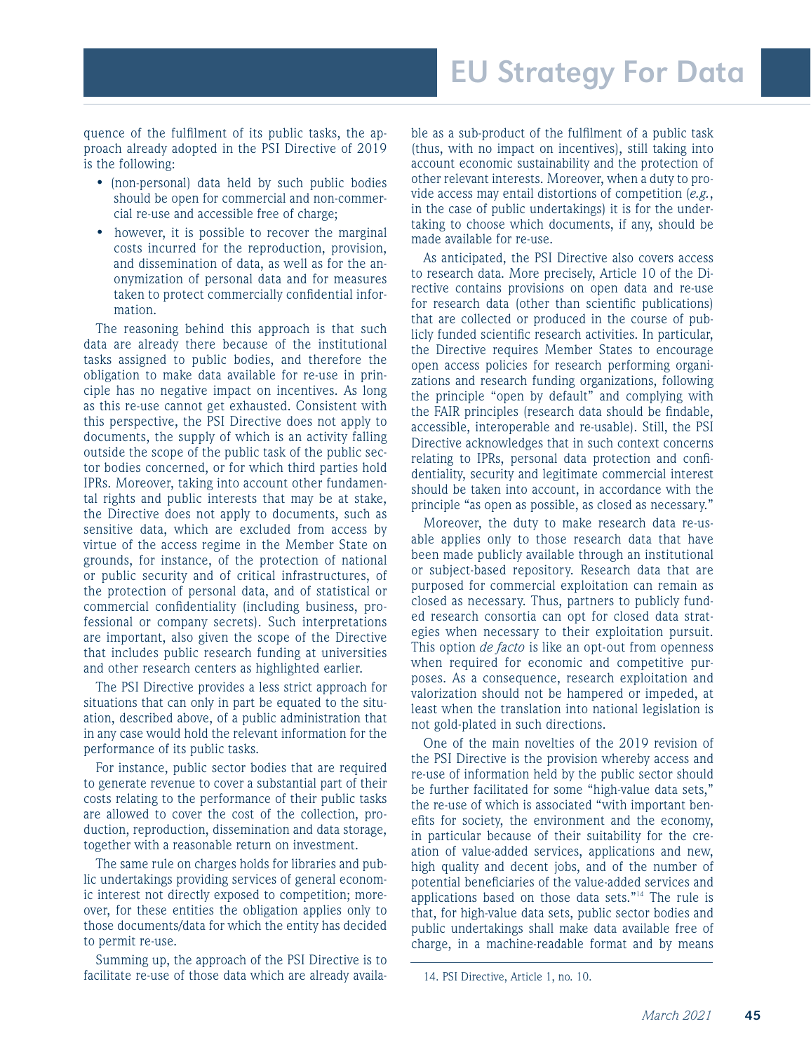quence of the fulfilment of its public tasks, the approach already adopted in the PSI Directive of 2019 is the following:

- (non-personal) data held by such public bodies should be open for commercial and non-commercial re-use and accessible free of charge;
- however, it is possible to recover the marginal costs incurred for the reproduction, provision, and dissemination of data, as well as for the anonymization of personal data and for measures taken to protect commercially confidential information.

The reasoning behind this approach is that such data are already there because of the institutional tasks assigned to public bodies, and therefore the obligation to make data available for re-use in principle has no negative impact on incentives. As long as this re-use cannot get exhausted. Consistent with this perspective, the PSI Directive does not apply to documents, the supply of which is an activity falling outside the scope of the public task of the public sector bodies concerned, or for which third parties hold IPRs. Moreover, taking into account other fundamental rights and public interests that may be at stake, the Directive does not apply to documents, such as sensitive data, which are excluded from access by virtue of the access regime in the Member State on grounds, for instance, of the protection of national or public security and of critical infrastructures, of the protection of personal data, and of statistical or commercial confidentiality (including business, professional or company secrets). Such interpretations are important, also given the scope of the Directive that includes public research funding at universities and other research centers as highlighted earlier.

The PSI Directive provides a less strict approach for situations that can only in part be equated to the situation, described above, of a public administration that in any case would hold the relevant information for the performance of its public tasks.

For instance, public sector bodies that are required to generate revenue to cover a substantial part of their costs relating to the performance of their public tasks are allowed to cover the cost of the collection, production, reproduction, dissemination and data storage, together with a reasonable return on investment.

The same rule on charges holds for libraries and public undertakings providing services of general economic interest not directly exposed to competition; moreover, for these entities the obligation applies only to those documents/data for which the entity has decided to permit re-use.

Summing up, the approach of the PSI Directive is to facilitate re-use of those data which are already available as a sub-product of the fulfilment of a public task (thus, with no impact on incentives), still taking into account economic sustainability and the protection of other relevant interests. Moreover, when a duty to provide access may entail distortions of competition (*e.g.*, in the case of public undertakings) it is for the undertaking to choose which documents, if any, should be made available for re-use.

As anticipated, the PSI Directive also covers access to research data. More precisely, Article 10 of the Directive contains provisions on open data and re-use for research data (other than scientific publications) that are collected or produced in the course of publicly funded scientific research activities. In particular, the Directive requires Member States to encourage open access policies for research performing organizations and research funding organizations, following the principle "open by default" and complying with the FAIR principles (research data should be findable, accessible, interoperable and re-usable). Still, the PSI Directive acknowledges that in such context concerns relating to IPRs, personal data protection and confidentiality, security and legitimate commercial interest should be taken into account, in accordance with the principle "as open as possible, as closed as necessary."

Moreover, the duty to make research data re-usable applies only to those research data that have been made publicly available through an institutional or subject-based repository. Research data that are purposed for commercial exploitation can remain as closed as necessary. Thus, partners to publicly funded research consortia can opt for closed data strategies when necessary to their exploitation pursuit. This option *de facto* is like an opt-out from openness when required for economic and competitive purposes. As a consequence, research exploitation and valorization should not be hampered or impeded, at least when the translation into national legislation is not gold-plated in such directions.

One of the main novelties of the 2019 revision of the PSI Directive is the provision whereby access and re-use of information held by the public sector should be further facilitated for some "high-value data sets," the re-use of which is associated "with important benefits for society, the environment and the economy, in particular because of their suitability for the creation of value-added services, applications and new, high quality and decent jobs, and of the number of potential beneficiaries of the value-added services and applications based on those data sets."[14] The rule is that, for high-value data sets, public sector bodies and public undertakings shall make data available free of charge, in a machine-readable format and by means

14. PSI Directive, Article 1, no. 10.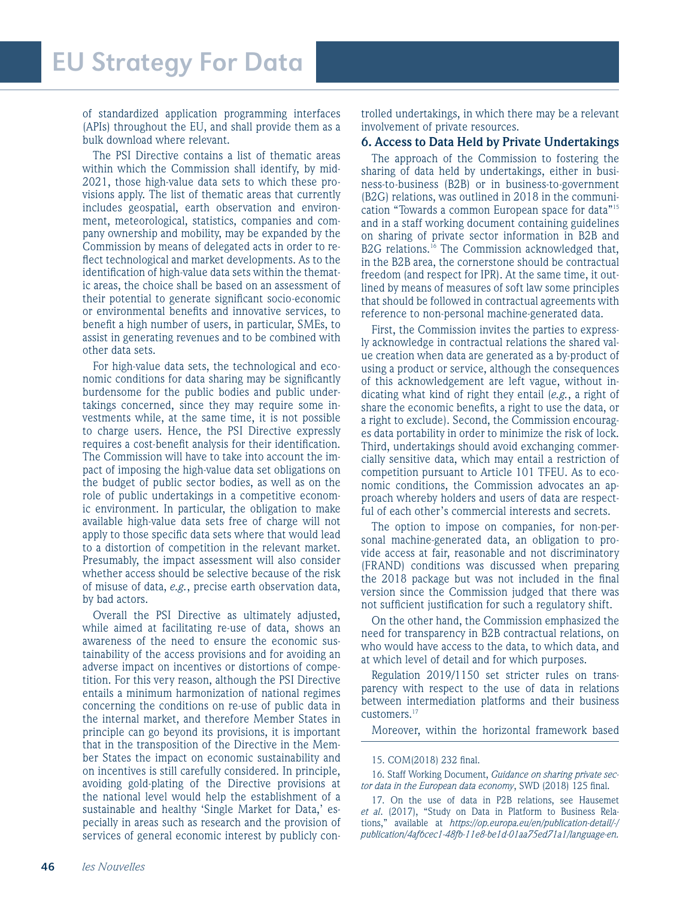of standardized application programming interfaces (APIs) throughout the EU, and shall provide them as a bulk download where relevant.

The PSI Directive contains a list of thematic areas within which the Commission shall identify, by mid-2021, those high-value data sets to which these provisions apply. The list of thematic areas that currently includes geospatial, earth observation and environment, meteorological, statistics, companies and company ownership and mobility, may be expanded by the Commission by means of delegated acts in order to reflect technological and market developments. As to the identification of high-value data sets within the thematic areas, the choice shall be based on an assessment of their potential to generate significant socio-economic or environmental benefits and innovative services, to benefit a high number of users, in particular, SMEs, to assist in generating revenues and to be combined with other data sets.

For high-value data sets, the technological and economic conditions for data sharing may be significantly burdensome for the public bodies and public undertakings concerned, since they may require some investments while, at the same time, it is not possible to charge users. Hence, the PSI Directive expressly requires a cost-benefit analysis for their identification. The Commission will have to take into account the impact of imposing the high-value data set obligations on the budget of public sector bodies, as well as on the role of public undertakings in a competitive economic environment. In particular, the obligation to make available high-value data sets free of charge will not apply to those specific data sets where that would lead to a distortion of competition in the relevant market. Presumably, the impact assessment will also consider whether access should be selective because of the risk of misuse of data, *e.g.*, precise earth observation data, by bad actors.

Overall the PSI Directive as ultimately adjusted, while aimed at facilitating re-use of data, shows an awareness of the need to ensure the economic sustainability of the access provisions and for avoiding an adverse impact on incentives or distortions of competition. For this very reason, although the PSI Directive entails a minimum harmonization of national regimes concerning the conditions on re-use of public data in the internal market, and therefore Member States in principle can go beyond its provisions, it is important that in the transposition of the Directive in the Member States the impact on economic sustainability and on incentives is still carefully considered. In principle, avoiding gold-plating of the Directive provisions at the national level would help the establishment of a sustainable and healthy 'Single Market for Data,' especially in areas such as research and the provision of services of general economic interest by publicly controlled undertakings, in which there may be a relevant involvement of private resources.

## 6. Access to Data Held by Private Undertakings

The approach of the Commission to fostering the sharing of data held by undertakings, either in business-to-business (B2B) or in business-to-government (B2G) relations, was outlined in 2018 in the communication "Towards a common European space for data"[15] and in a staff working document containing guidelines on sharing of private sector information in B2B and B2G relations.[16] The Commission acknowledged that, in the B2B area, the cornerstone should be contractual freedom (and respect for IPR). At the same time, it outlined by means of measures of soft law some principles that should be followed in contractual agreements with reference to non-personal machine-generated data.

First, the Commission invites the parties to expressly acknowledge in contractual relations the shared value creation when data are generated as a by-product of using a product or service, although the consequences of this acknowledgement are left vague, without indicating what kind of right they entail (*e.g.*, a right of share the economic benefits, a right to use the data, or a right to exclude). Second, the Commission encourages data portability in order to minimize the risk of lock. Third, undertakings should avoid exchanging commercially sensitive data, which may entail a restriction of competition pursuant to Article 101 TFEU. As to economic conditions, the Commission advocates an approach whereby holders and users of data are respectful of each other's commercial interests and secrets.

The option to impose on companies, for non-personal machine-generated data, an obligation to provide access at fair, reasonable and not discriminatory (FRAND) conditions was discussed when preparing the 2018 package but was not included in the final version since the Commission judged that there was not sufficient justification for such a regulatory shift.

On the other hand, the Commission emphasized the need for transparency in B2B contractual relations, on who would have access to the data, to which data, and at which level of detail and for which purposes.

Regulation 2019/1150 set stricter rules on transparency with respect to the use of data in relations between intermediation platforms and their business customers.[17]

Moreover, within the horizontal framework based

---

15. COM(2018) 232 final.

16. Staff Working Document, *Guidance on sharing private sector data in the European data economy*, SWD (2018) 125 final.

17. On the use of data in P2B relations, see Hausemet *et al*. (2017), "Study on Data in Platform to Business Relations," available at *https://op.europa.eu/en/publication-detail/-/publication/4af6cec1-48fb-11e8-be1d-01aa75ed71a1/language-en.*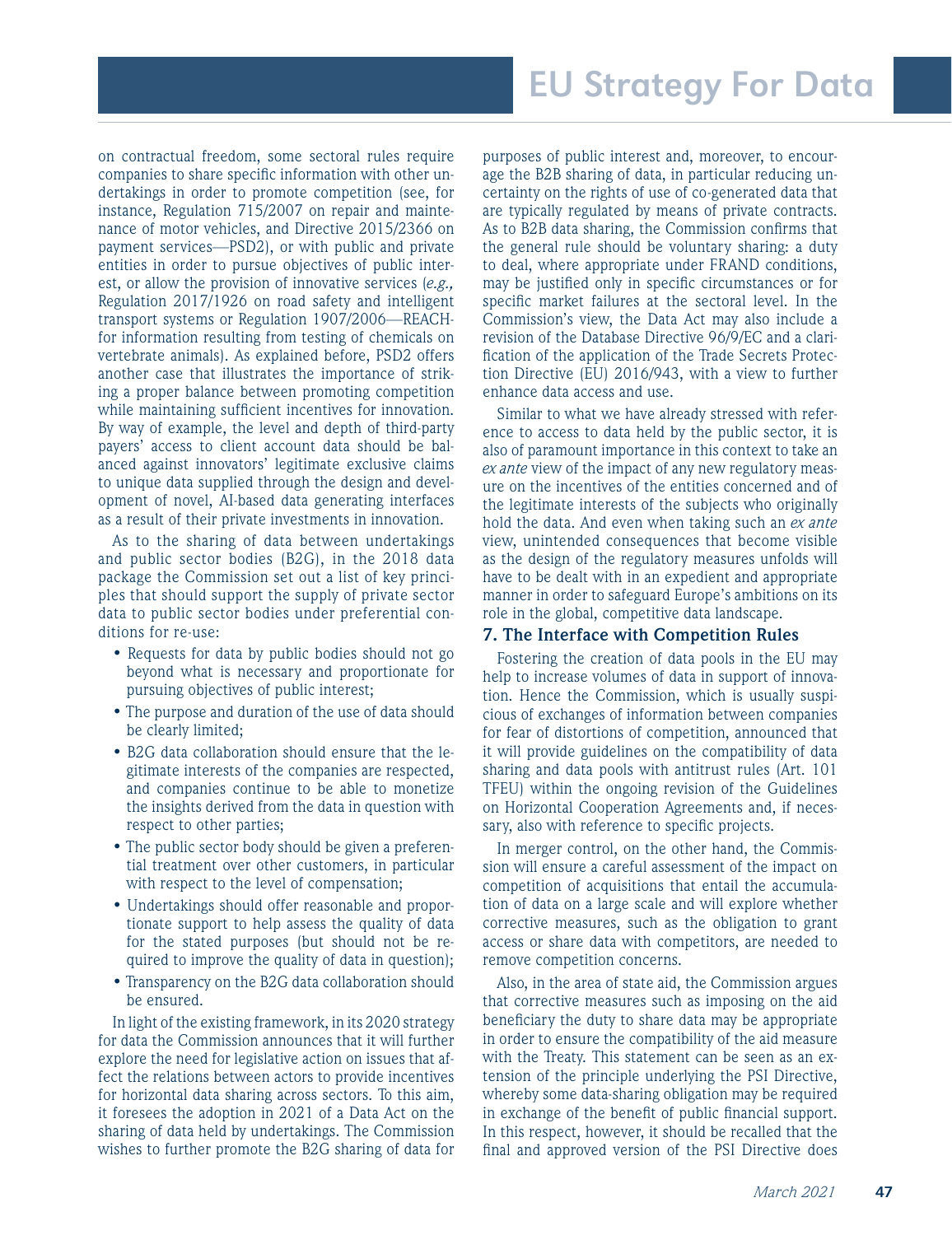on contractual freedom, some sectoral rules require companies to share specific information with other undertakings in order to promote competition (see, for instance, Regulation 715/2007 on repair and maintenance of motor vehicles, and Directive 2015/2366 on payment services—PSD2), or with public and private entities in order to pursue objectives of public interest, or allow the provision of innovative services (*e.g.,* Regulation 2017/1926 on road safety and intelligent transport systems or Regulation 1907/2006—REACH-for information resulting from testing of chemicals on vertebrate animals). As explained before, PSD2 offers another case that illustrates the importance of striking a proper balance between promoting competition while maintaining sufficient incentives for innovation. By way of example, the level and depth of third-party payers' access to client account data should be balanced against innovators' legitimate exclusive claims to unique data supplied through the design and development of novel, AI-based data generating interfaces as a result of their private investments in innovation.

As to the sharing of data between undertakings and public sector bodies (B2G), in the 2018 data package the Commission set out a list of key principles that should support the supply of private sector data to public sector bodies under preferential conditions for re-use:

- Requests for data by public bodies should not go beyond what is necessary and proportionate for pursuing objectives of public interest;
- The purpose and duration of the use of data should be clearly limited;
- B2G data collaboration should ensure that the legitimate interests of the companies are respected, and companies continue to be able to monetize the insights derived from the data in question with respect to other parties;
- The public sector body should be given a preferential treatment over other customers, in particular with respect to the level of compensation;
- Undertakings should offer reasonable and proportionate support to help assess the quality of data for the stated purposes (but should not be required to improve the quality of data in question);
- Transparency on the B2G data collaboration should be ensured.

In light of the existing framework, in its 2020 strategy for data the Commission announces that it will further explore the need for legislative action on issues that affect the relations between actors to provide incentives for horizontal data sharing across sectors. To this aim, it foresees the adoption in 2021 of a Data Act on the sharing of data held by undertakings. The Commission wishes to further promote the B2G sharing of data for purposes of public interest and, moreover, to encourage the B2B sharing of data, in particular reducing uncertainty on the rights of use of co-generated data that are typically regulated by means of private contracts. As to B2B data sharing, the Commission confirms that the general rule should be voluntary sharing: a duty to deal, where appropriate under FRAND conditions, may be justified only in specific circumstances or for specific market failures at the sectoral level. In the Commission's view, the Data Act may also include a revision of the Database Directive 96/9/EC and a clarification of the application of the Trade Secrets Protection Directive (EU) 2016/943, with a view to further enhance data access and use.

Similar to what we have already stressed with reference to access to data held by the public sector, it is also of paramount importance in this context to take an *ex ante* view of the impact of any new regulatory measure on the incentives of the entities concerned and of the legitimate interests of the subjects who originally hold the data. And even when taking such an *ex ante* view, unintended consequences that become visible as the design of the regulatory measures unfolds will have to be dealt with in an expedient and appropriate manner in order to safeguard Europe's ambitions on its role in the global, competitive data landscape.

## 7. The Interface with Competition Rules

Fostering the creation of data pools in the EU may help to increase volumes of data in support of innovation. Hence the Commission, which is usually suspicious of exchanges of information between companies for fear of distortions of competition, announced that it will provide guidelines on the compatibility of data sharing and data pools with antitrust rules (Art. 101 TFEU) within the ongoing revision of the Guidelines on Horizontal Cooperation Agreements and, if necessary, also with reference to specific projects.

In merger control, on the other hand, the Commission will ensure a careful assessment of the impact on competition of acquisitions that entail the accumulation of data on a large scale and will explore whether corrective measures, such as the obligation to grant access or share data with competitors, are needed to remove competition concerns.

Also, in the area of state aid, the Commission argues that corrective measures such as imposing on the aid beneficiary the duty to share data may be appropriate in order to ensure the compatibility of the aid measure with the Treaty. This statement can be seen as an extension of the principle underlying the PSI Directive, whereby some data-sharing obligation may be required in exchange of the benefit of public financial support. In this respect, however, it should be recalled that the final and approved version of the PSI Directive does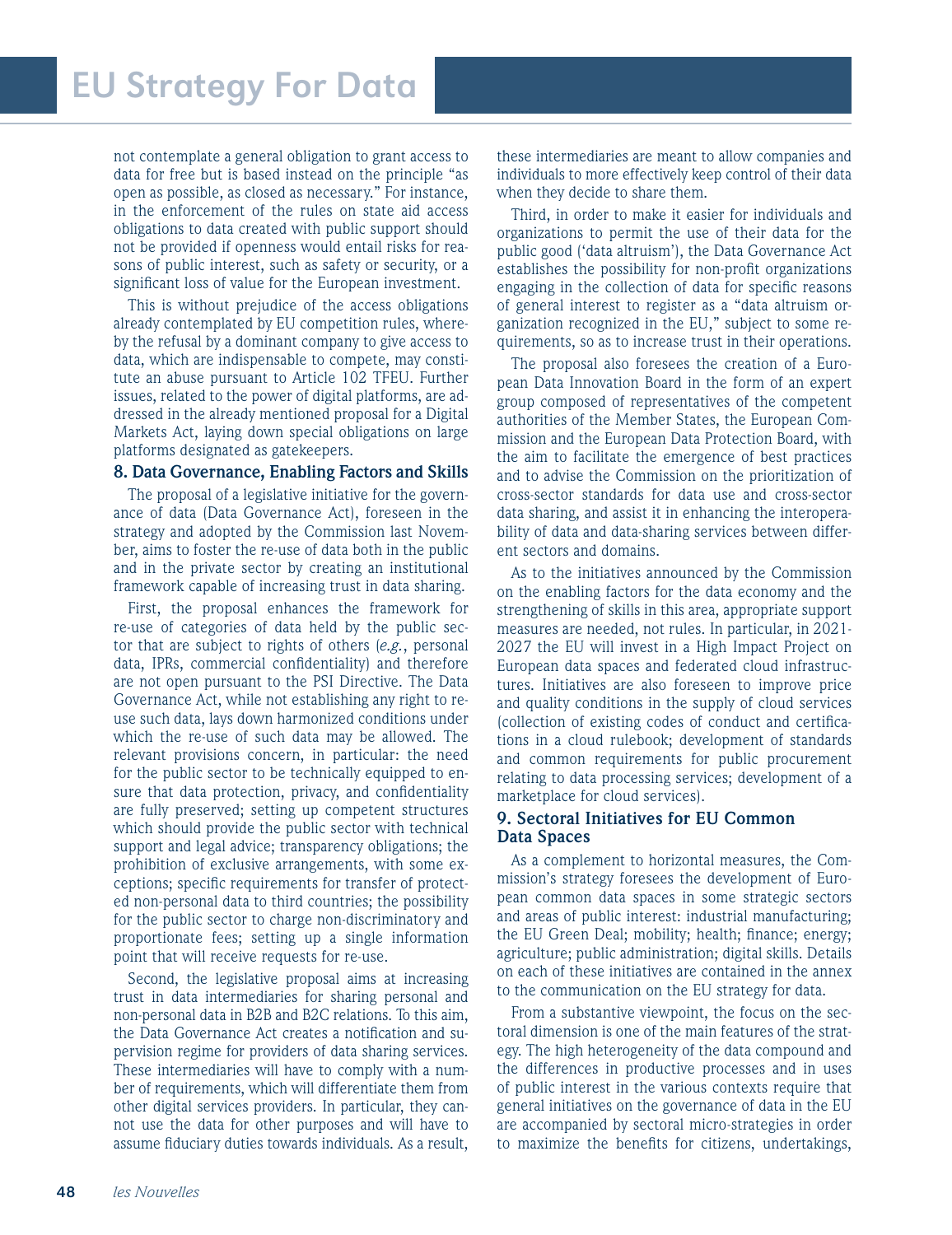not contemplate a general obligation to grant access to data for free but is based instead on the principle "as open as possible, as closed as necessary." For instance, in the enforcement of the rules on state aid access obligations to data created with public support should not be provided if openness would entail risks for reasons of public interest, such as safety or security, or a significant loss of value for the European investment.

This is without prejudice of the access obligations already contemplated by EU competition rules, whereby the refusal by a dominant company to give access to data, which are indispensable to compete, may constitute an abuse pursuant to Article 102 TFEU. Further issues, related to the power of digital platforms, are addressed in the already mentioned proposal for a Digital Markets Act, laying down special obligations on large platforms designated as gatekeepers.

### 8. Data Governance, Enabling Factors and Skills

The proposal of a legislative initiative for the governance of data (Data Governance Act), foreseen in the strategy and adopted by the Commission last November, aims to foster the re-use of data both in the public and in the private sector by creating an institutional framework capable of increasing trust in data sharing.

First, the proposal enhances the framework for re-use of categories of data held by the public sector that are subject to rights of others (*e.g.*, personal data, IPRs, commercial confidentiality) and therefore are not open pursuant to the PSI Directive. The Data Governance Act, while not establishing any right to re-use such data, lays down harmonized conditions under which the re-use of such data may be allowed. The relevant provisions concern, in particular: the need for the public sector to be technically equipped to ensure that data protection, privacy, and confidentiality are fully preserved; setting up competent structures which should provide the public sector with technical support and legal advice; transparency obligations; the prohibition of exclusive arrangements, with some exceptions; specific requirements for transfer of protected non-personal data to third countries; the possibility for the public sector to charge non-discriminatory and proportionate fees; setting up a single information point that will receive requests for re-use.

Second, the legislative proposal aims at increasing trust in data intermediaries for sharing personal and non-personal data in B2B and B2C relations. To this aim, the Data Governance Act creates a notification and supervision regime for providers of data sharing services. These intermediaries will have to comply with a number of requirements, which will differentiate them from other digital services providers. In particular, they cannot use the data for other purposes and will have to assume fiduciary duties towards individuals. As a result, these intermediaries are meant to allow companies and individuals to more effectively keep control of their data when they decide to share them.

Third, in order to make it easier for individuals and organizations to permit the use of their data for the public good ('data altruism'), the Data Governance Act establishes the possibility for non-profit organizations engaging in the collection of data for specific reasons of general interest to register as a "data altruism organization recognized in the EU," subject to some requirements, so as to increase trust in their operations.

The proposal also foresees the creation of a European Data Innovation Board in the form of an expert group composed of representatives of the competent authorities of the Member States, the European Commission and the European Data Protection Board, with the aim to facilitate the emergence of best practices and to advise the Commission on the prioritization of cross-sector standards for data use and cross-sector data sharing, and assist it in enhancing the interoperability of data and data-sharing services between different sectors and domains.

As to the initiatives announced by the Commission on the enabling factors for the data economy and the strengthening of skills in this area, appropriate support measures are needed, not rules. In particular, in 2021-2027 the EU will invest in a High Impact Project on European data spaces and federated cloud infrastructures. Initiatives are also foreseen to improve price and quality conditions in the supply of cloud services (collection of existing codes of conduct and certifications in a cloud rulebook; development of standards and common requirements for public procurement relating to data processing services; development of a marketplace for cloud services).

### 9. Sectoral Initiatives for EU Common Data Spaces

As a complement to horizontal measures, the Commission's strategy foresees the development of European common data spaces in some strategic sectors and areas of public interest: industrial manufacturing; the EU Green Deal; mobility; health; finance; energy; agriculture; public administration; digital skills. Details on each of these initiatives are contained in the annex to the communication on the EU strategy for data.

From a substantive viewpoint, the focus on the sectoral dimension is one of the main features of the strategy. The high heterogeneity of the data compound and the differences in productive processes and in uses of public interest in the various contexts require that general initiatives on the governance of data in the EU are accompanied by sectoral micro-strategies in order to maximize the benefits for citizens, undertakings,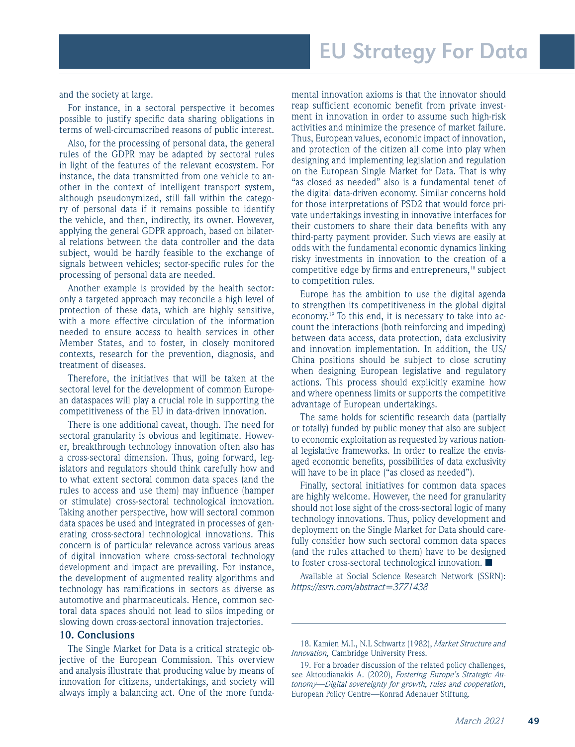and the society at large.

For instance, in a sectoral perspective it becomes possible to justify specific data sharing obligations in terms of well-circumscribed reasons of public interest.

Also, for the processing of personal data, the general rules of the GDPR may be adapted by sectoral rules in light of the features of the relevant ecosystem. For instance, the data transmitted from one vehicle to another in the context of intelligent transport system, although pseudonymized, still fall within the category of personal data if it remains possible to identify the vehicle, and then, indirectly, its owner. However, applying the general GDPR approach, based on bilateral relations between the data controller and the data subject, would be hardly feasible to the exchange of signals between vehicles; sector-specific rules for the processing of personal data are needed.

Another example is provided by the health sector: only a targeted approach may reconcile a high level of protection of these data, which are highly sensitive, with a more effective circulation of the information needed to ensure access to health services in other Member States, and to foster, in closely monitored contexts, research for the prevention, diagnosis, and treatment of diseases.

Therefore, the initiatives that will be taken at the sectoral level for the development of common European dataspaces will play a crucial role in supporting the competitiveness of the EU in data-driven innovation.

There is one additional caveat, though. The need for sectoral granularity is obvious and legitimate. However, breakthrough technology innovation often also has a cross-sectoral dimension. Thus, going forward, legislators and regulators should think carefully how and to what extent sectoral common data spaces (and the rules to access and use them) may influence (hamper or stimulate) cross-sectoral technological innovation. Taking another perspective, how will sectoral common data spaces be used and integrated in processes of generating cross-sectoral technological innovations. This concern is of particular relevance across various areas of digital innovation where cross-sectoral technology development and impact are prevailing. For instance, the development of augmented reality algorithms and technology has ramifications in sectors as diverse as automotive and pharmaceuticals. Hence, common sectoral data spaces should not lead to silos impeding or slowing down cross-sectoral innovation trajectories.

## 10. Conclusions

The Single Market for Data is a critical strategic objective of the European Commission. This overview and analysis illustrate that producing value by means of innovation for citizens, undertakings, and society will always imply a balancing act. One of the more fundamental innovation axioms is that the innovator should reap sufficient economic benefit from private investment in innovation in order to assume such high-risk activities and minimize the presence of market failure. Thus, European values, economic impact of innovation, and protection of the citizen all come into play when designing and implementing legislation and regulation on the European Single Market for Data. That is why "as closed as needed" also is a fundamental tenet of the digital data-driven economy. Similar concerns hold for those interpretations of PSD2 that would force private undertakings investing in innovative interfaces for their customers to share their data benefits with any third-party payment provider. Such views are easily at odds with the fundamental economic dynamics linking risky investments in innovation to the creation of a competitive edge by firms and entrepreneurs,[18] subject to competition rules.

Europe has the ambition to use the digital agenda to strengthen its competitiveness in the global digital economy.[19] To this end, it is necessary to take into account the interactions (both reinforcing and impeding) between data access, data protection, data exclusivity and innovation implementation. In addition, the US/China positions should be subject to close scrutiny when designing European legislative and regulatory actions. This process should explicitly examine how and where openness limits or supports the competitive advantage of European undertakings.

The same holds for scientific research data (partially or totally) funded by public money that also are subject to economic exploitation as requested by various national legislative frameworks. In order to realize the envisaged economic benefits, possibilities of data exclusivity will have to be in place ("as closed as needed").

Finally, sectoral initiatives for common data spaces are highly welcome. However, the need for granularity should not lose sight of the cross-sectoral logic of many technology innovations. Thus, policy development and deployment on the Single Market for Data should carefully consider how such sectoral common data spaces (and the rules attached to them) have to be designed to foster cross-sectoral technological innovation. ■

Available at Social Science Research Network (SSRN): *https://ssrn.com/abstract=3771438*

---

18. Kamien M.I., N.L Schwartz (1982), *Market Structure and Innovation,* Cambridge University Press.

19. For a broader discussion of the related policy challenges, see Aktoudianakis A. (2020), *Fostering Europe's Strategic Autonomy—Digital sovereignty for growth, rules and cooperation*, European Policy Centre—Konrad Adenauer Stiftung.